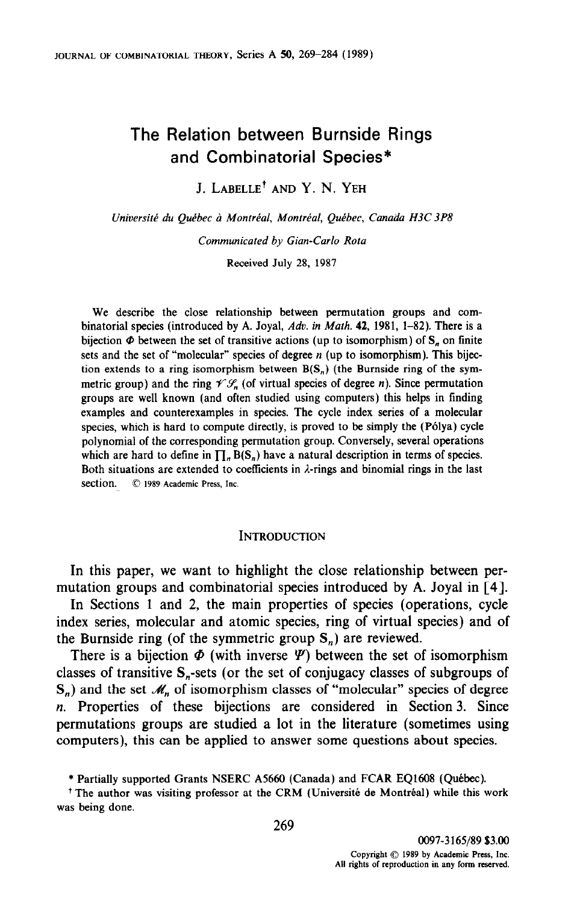# The Relation between Burnside Rings and Combinatorial Species*

J. Labelle[†] and Y. N. Yeh

*Université du Québec à Montréal, Montréal, Québec, Canada H3C 3P8*

*Communicated by Gian-Carlo Rota*

Received July 28, 1987

We describe the close relationship between permutation groups and combinatorial species (introduced by A. Joyal, *Adv. in Math.* **42**, 1981, 1–82). There is a bijection $\Phi$ between the set of transitive actions (up to isomorphism) of $\mathbf{S}_n$ on finite sets and the set of "molecular" species of degree $n$ (up to isomorphism). This bijection extends to a ring isomorphism between $\mathrm{B}(\mathbf{S}_n)$ (the Burnside ring of the symmetric group) and the ring $\mathscr{V}\mathscr{S}_n$ (of virtual species of degree $n$). Since permutation groups are well known (and often studied using computers) this helps in finding examples and counterexamples in species. The cycle index series of a molecular species, which is hard to compute directly, is proved to be simply the (Pólya) cycle polynomial of the corresponding permutation group. Conversely, several operations which are hard to define in $\prod_n \mathrm{B}(\mathbf{S}_n)$ have a natural description in terms of species. Both situations are extended to coefficients in $\lambda$-rings and binomial rings in the last section. © 1989 Academic Press, Inc.

## Introduction

In this paper, we want to highlight the close relationship between permutation groups and combinatorial species introduced by A. Joyal in [4].

In Sections 1 and 2, the main properties of species (operations, cycle index series, molecular and atomic species, ring of virtual species) and of the Burnside ring (of the symmetric group $\mathbf{S}_n$) are reviewed.

There is a bijection $\Phi$ (with inverse $\Psi$) between the set of isomorphism classes of transitive $\mathbf{S}_n$-sets (or the set of conjugacy classes of subgroups of $\mathbf{S}_n$) and the set $\mathscr{M}_n$ of isomorphism classes of "molecular" species of degree $n$. Properties of these bijections are considered in Section 3. Since permutations groups are studied a lot in the literature (sometimes using computers), this can be applied to answer some questions about species.

---

\* Partially supported Grants NSERC A5660 (Canada) and FCAR EQ1608 (Québec).

[†] The author was visiting professor at the CRM (Université de Montréal) while this work was being done.

0097-3165/89 $3.00
Copyright © 1989 by Academic Press, Inc.
All rights of reproduction in any form reserved.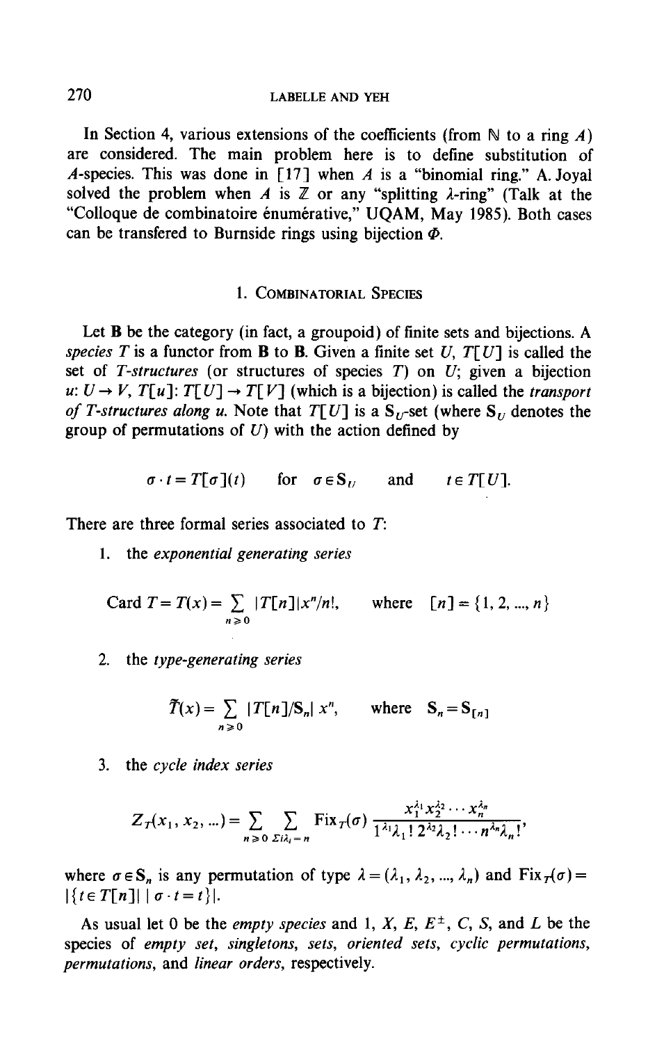In Section 4, various extensions of the coefficients (from $\mathbb{N}$ to a ring $A$) are considered. The main problem here is to define substitution of $A$-species. This was done in [17] when $A$ is a "binomial ring." A. Joyal solved the problem when $A$ is $\mathbb{Z}$ or any "splitting $\lambda$-ring" (Talk at the "Colloque de combinatoire énumérative," UQAM, May 1985). Both cases can be transfered to Burnside rings using bijection $\Phi$.

## 1. Combinatorial Species

Let $\mathbf{B}$ be the category (in fact, a groupoid) of finite sets and bijections. A *species* $T$ is a functor from $\mathbf{B}$ to $\mathbf{B}$. Given a finite set $U$, $T[U]$ is called the set of *T-structures* (or structures of species $T$) on $U$; given a bijection $u: U \to V$, $T[u]: T[U] \to T[V]$ (which is a bijection) is called the *transport of T-structures along u*. Note that $T[U]$ is a $\mathbf{S}_U$-set (where $\mathbf{S}_U$ denotes the group of permutations of $U$) with the action defined by

$$\sigma \cdot t = T[\sigma](t) \quad \text{for} \quad \sigma \in \mathbf{S}_U \quad \text{and} \quad t \in T[U].$$

There are three formal series associated to $T$:

1. the *exponential generating series*

$$\operatorname{Card} T = T(x) = \sum_{n \geqslant 0} |T[n]| x^n/n!, \qquad \text{where} \quad [n] = \{1, 2, ..., n\}$$

2. the *type-generating series*

$$\tilde{T}(x) = \sum_{n \geqslant 0} |T[n]/\mathbf{S}_n|\, x^n, \qquad \text{where} \quad \mathbf{S}_n = \mathbf{S}_{[n]}$$

3. the *cycle index series*

$$Z_T(x_1, x_2, ...) = \sum_{n \geqslant 0} \sum_{\Sigma i\lambda_i = n} \operatorname{Fix}_T(\sigma) \frac{x_1^{\lambda_1} x_2^{\lambda_2} \cdots x_n^{\lambda_n}}{1^{\lambda_1}\lambda_1!\, 2^{\lambda_2}\lambda_2! \cdots n^{\lambda_n}\lambda_n!},$$

where $\sigma \in \mathbf{S}_n$ is any permutation of type $\lambda = (\lambda_1, \lambda_2, ..., \lambda_n)$ and $\operatorname{Fix}_T(\sigma) = |\{t \in T[n] \mid \sigma \cdot t = t\}|$.

As usual let 0 be the *empty species* and 1, $X$, $E$, $E^{\pm}$, $C$, $S$, and $L$ be the species of *empty set*, *singletons*, *sets*, *oriented sets*, *cyclic permutations*, *permutations*, and *linear orders*, respectively.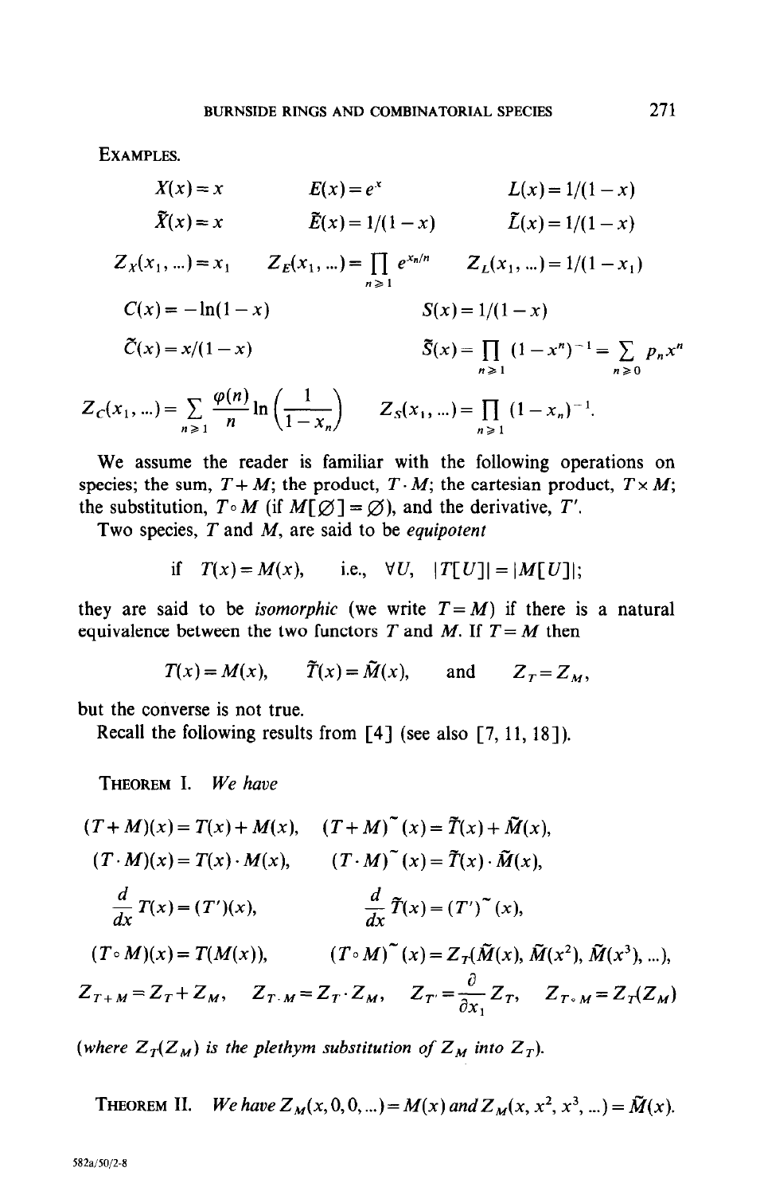EXAMPLES.

$$X(x) = x \qquad E(x) = e^x \qquad L(x) = 1/(1-x)$$

$$\tilde{X}(x) = x \qquad \tilde{E}(x) = 1/(1-x) \qquad \tilde{L}(x) = 1/(1-x)$$

$$Z_X(x_1, \ldots) = x_1 \qquad Z_E(x_1, \ldots) = \prod_{n \geqslant 1} e^{x_n/n} \qquad Z_L(x_1, \ldots) = 1/(1-x_1)$$

$$C(x) = -\ln(1-x) \qquad S(x) = 1/(1-x)$$

$$\tilde{C}(x) = x/(1-x) \qquad \tilde{S}(x) = \prod_{n \geqslant 1} (1-x^n)^{-1} = \sum_{n \geqslant 0} p_n x^n$$

$$Z_C(x_1, \ldots) = \sum_{n \geqslant 1} \frac{\varphi(n)}{n} \ln\left(\frac{1}{1-x_n}\right) \qquad Z_S(x_1, \ldots) = \prod_{n \geqslant 1} (1-x_n)^{-1}.$$

We assume the reader is familiar with the following operations on species; the sum, $T+M$; the product, $T \cdot M$; the cartesian product, $T \times M$; the substitution, $T \circ M$ (if $M[\varnothing] = \varnothing$), and the derivative, $T'$.

Two species, $T$ and $M$, are said to be *equipotent*

$$\text{if} \quad T(x) = M(x), \qquad \text{i.e.,} \quad \forall U, \quad |T[U]| = |M[U]|;$$

they are said to be *isomorphic* (we write $T = M$) if there is a natural equivalence between the two functors $T$ and $M$. If $T = M$ then

$$T(x) = M(x), \qquad \tilde{T}(x) = \tilde{M}(x), \qquad \text{and} \qquad Z_T = Z_M,$$

but the converse is not true.

Recall the following results from [4] (see also [7, 11, 18]).

THEOREM I. *We have*

$$(T+M)(x) = T(x) + M(x), \qquad (T+M)^{\sim}(x) = \tilde{T}(x) + \tilde{M}(x),$$

$$(T \cdot M)(x) = T(x) \cdot M(x), \qquad (T \cdot M)^{\sim}(x) = \tilde{T}(x) \cdot \tilde{M}(x),$$

$$\frac{d}{dx} T(x) = (T')(x), \qquad \frac{d}{dx} \tilde{T}(x) = (T')^{\sim}(x),$$

$$(T \circ M)(x) = T(M(x)), \qquad (T \circ M)^{\sim}(x) = Z_T(\tilde{M}(x), \tilde{M}(x^2), \tilde{M}(x^3), \ldots),$$

$$Z_{T+M} = Z_T + Z_M, \qquad Z_{T \cdot M} = Z_T \cdot Z_M, \qquad Z_{T'} = \frac{\partial}{\partial x_1} Z_T, \qquad Z_{T \circ M} = Z_T(Z_M)$$

(*where $Z_T(Z_M)$ is the plethym substitution of $Z_M$ into $Z_T$*).

THEOREM II. *We have $Z_M(x, 0, 0, \ldots) = M(x)$ and $Z_M(x, x^2, x^3, \ldots) = \tilde{M}(x)$.*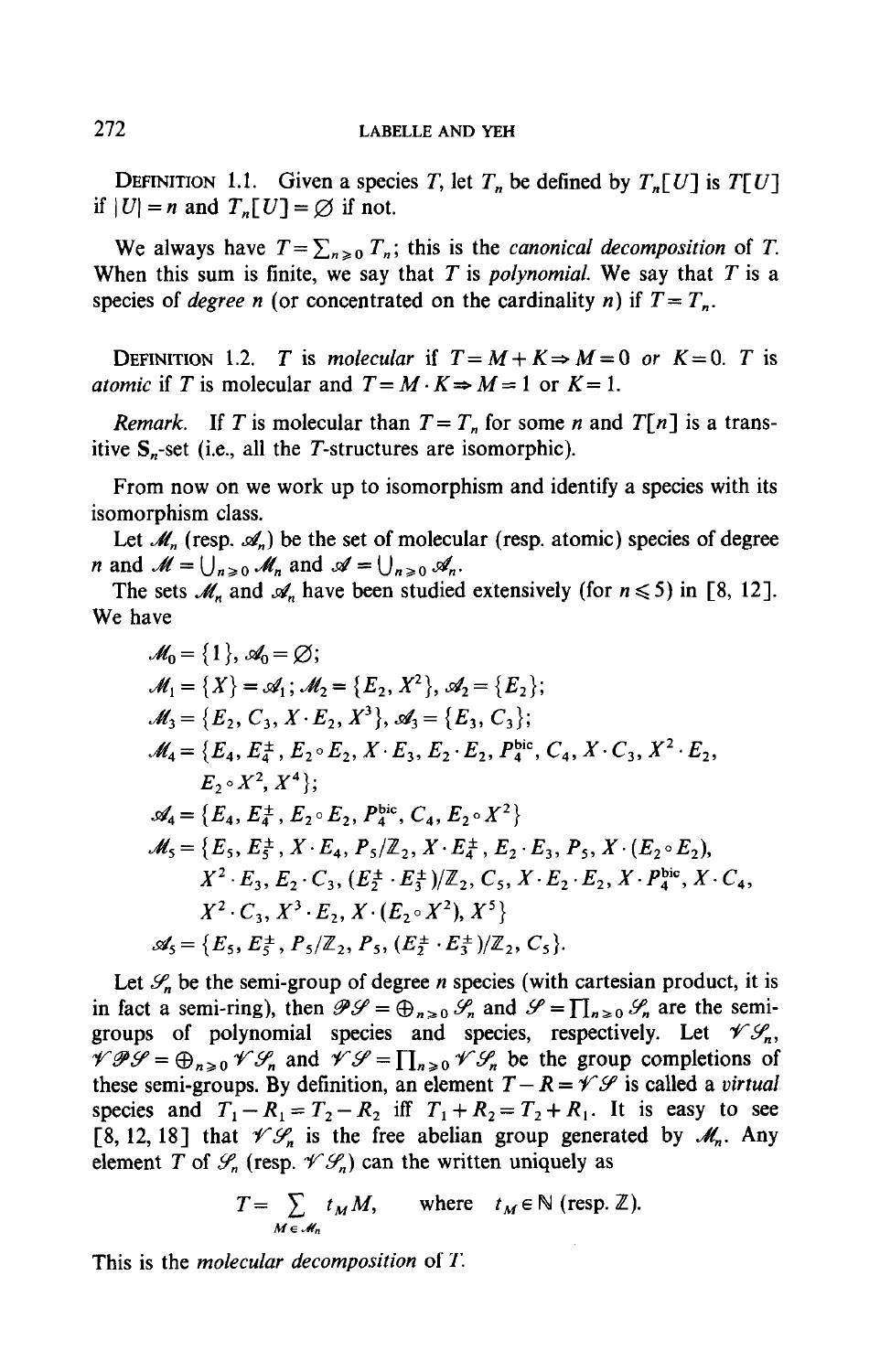**Definition 1.1.** Given a species $T$, let $T_n$ be defined by $T_n[U]$ is $T[U]$ if $|U| = n$ and $T_n[U] = \varnothing$ if not.

We always have $T = \sum_{n \geq 0} T_n$; this is the *canonical decomposition* of $T$. When this sum is finite, we say that $T$ is *polynomial*. We say that $T$ is a species of *degree n* (or concentrated on the cardinality $n$) if $T = T_n$.

**Definition 1.2.** $T$ is *molecular* if $T = M + K \Rightarrow M = 0$ *or* $K = 0$. $T$ is *atomic* if $T$ is molecular and $T = M \cdot K \Rightarrow M = 1$ or $K = 1$.

*Remark.* If $T$ is molecular than $T = T_n$ for some $n$ and $T[n]$ is a transitive $\mathbf{S}_n$-set (i.e., all the $T$-structures are isomorphic).

From now on we work up to isomorphism and identify a species with its isomorphism class.

Let $\mathscr{M}_n$ (resp. $\mathscr{A}_n$) be the set of molecular (resp. atomic) species of degree $n$ and $\mathscr{M} = \bigcup_{n \geq 0} \mathscr{M}_n$ and $\mathscr{A} = \bigcup_{n \geq 0} \mathscr{A}_n$.

The sets $\mathscr{M}_n$ and $\mathscr{A}_n$ have been studied extensively (for $n \leq 5$) in [8, 12]. We have

$$\mathscr{M}_0 = \{1\}, \mathscr{A}_0 = \varnothing;$$

$$\mathscr{M}_1 = \{X\} = \mathscr{A}_1; \mathscr{M}_2 = \{E_2, X^2\}, \mathscr{A}_2 = \{E_2\};$$

$$\mathscr{M}_3 = \{E_2, C_3, X \cdot E_2, X^3\}, \mathscr{A}_3 = \{E_3, C_3\};$$

$$\mathscr{M}_4 = \{E_4, E_4^{\pm}, E_2 \circ E_2, X \cdot E_3, E_2 \cdot E_2, P_4^{\text{bic}}, C_4, X \cdot C_3, X^2 \cdot E_2, E_2 \circ X^2, X^4\};$$

$$\mathscr{A}_4 = \{E_4, E_4^{\pm}, E_2 \circ E_2, P_4^{\text{bic}}, C_4, E_2 \circ X^2\}$$

$$\mathscr{M}_5 = \{E_5, E_5^{\pm}, X \cdot E_4, P_5/\mathbb{Z}_2, X \cdot E_4^{\pm}, E_2 \cdot E_3, P_5, X \cdot (E_2 \circ E_2), X^2 \cdot E_3, E_2 \cdot C_3, (E_2^{\pm} \cdot E_3^{\pm})/\mathbb{Z}_2, C_5, X \cdot E_2 \cdot E_2, X \cdot P_4^{\text{bic}}, X \cdot C_4, X^2 \cdot C_3, X^3 \cdot E_2, X \cdot (E_2 \circ X^2), X^5\}$$

$$\mathscr{A}_5 = \{E_5, E_5^{\pm}, P_5/\mathbb{Z}_2, P_5, (E_2^{\pm} \cdot E_3^{\pm})/\mathbb{Z}_2, C_5\}.$$

Let $\mathscr{S}_n$ be the semi-group of degree $n$ species (with cartesian product, it is in fact a semi-ring), then $\mathscr{P}\mathscr{S} = \bigoplus_{n \geq 0} \mathscr{S}_n$ and $\mathscr{S} = \prod_{n \geq 0} \mathscr{S}_n$ are the semi-groups of polynomial species and species, respectively. Let $\mathscr{V}\mathscr{S}_n$, $\mathscr{V}\mathscr{P}\mathscr{S} = \bigoplus_{n \geq 0} \mathscr{V}\mathscr{S}_n$ and $\mathscr{V}\mathscr{S} = \prod_{n \geq 0} \mathscr{V}\mathscr{S}_n$ be the group completions of these semi-groups. By definition, an element $T - R = \mathscr{V}\mathscr{S}$ is called a *virtual* species and $T_1 - R_1 = T_2 - R_2$ iff $T_1 + R_2 = T_2 + R_1$. It is easy to see [8, 12, 18] that $\mathscr{V}\mathscr{S}_n$ is the free abelian group generated by $\mathscr{M}_n$. Any element $T$ of $\mathscr{S}_n$ (resp. $\mathscr{V}\mathscr{S}_n$) can the written uniquely as

$$T = \sum_{M \in \mathscr{M}_n} t_M M, \qquad \text{where} \quad t_M \in \mathbb{N} \text{ (resp. } \mathbb{Z}\text{)}.$$

This is the *molecular decomposition* of $T$.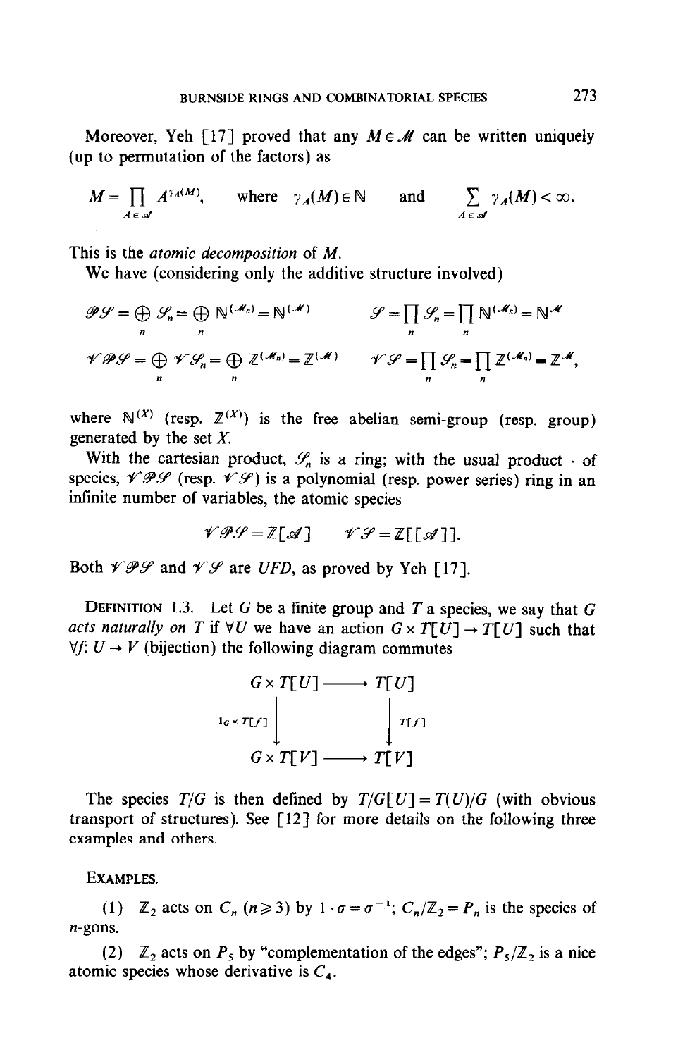Moreover, Yeh [17] proved that any $M \in \mathcal{M}$ can be written uniquely (up to permutation of the factors) as

$$M = \prod_{A \in \mathcal{A}} A^{\gamma_A(M)}, \quad \text{where } \gamma_A(M) \in \mathbb{N} \quad \text{and} \quad \sum_{A \in \mathcal{A}} \gamma_A(M) < \infty.$$

This is the *atomic decomposition* of $M$.

We have (considering only the additive structure involved)

$$\mathcal{P}\mathcal{S} = \bigoplus_n \mathcal{S}_n = \bigoplus_n \mathbb{N}^{(\mathcal{M}_n)} = \mathbb{N}^{(\mathcal{M})} \qquad \mathcal{S} = \prod_n \mathcal{S}_n = \prod_n \mathbb{N}^{(\mathcal{M}_n)} = \mathbb{N}^{\mathcal{M}}$$

$$\mathcal{V}\mathcal{P}\mathcal{S} = \bigoplus_n \mathcal{V}\mathcal{S}_n = \bigoplus_n \mathbb{Z}^{(\mathcal{M}_n)} = \mathbb{Z}^{(\mathcal{M})} \qquad \mathcal{V}\mathcal{S} = \prod_n \mathcal{S}_n = \prod_n \mathbb{Z}^{(\mathcal{M}_n)} = \mathbb{Z}^{\mathcal{M}},$$

where $\mathbb{N}^{(X)}$ (resp. $\mathbb{Z}^{(X)}$) is the free abelian semi-group (resp. group) generated by the set $X$.

With the cartesian product, $\mathcal{S}_n$ is a ring; with the usual product $\cdot$ of species, $\mathcal{V}\mathcal{P}\mathcal{S}$ (resp. $\mathcal{V}\mathcal{S}$) is a polynomial (resp. power series) ring in an infinite number of variables, the atomic species

$$\mathcal{V}\mathcal{P}\mathcal{S} = \mathbb{Z}[\mathcal{A}] \qquad \mathcal{V}\mathcal{S} = \mathbb{Z}[[\mathcal{A}]].$$

Both $\mathcal{V}\mathcal{P}\mathcal{S}$ and $\mathcal{V}\mathcal{S}$ are *UFD*, as proved by Yeh [17].

Definition 1.3. Let $G$ be a finite group and $T$ a species, we say that $G$ *acts naturally on* $T$ if $\forall U$ we have an action $G \times T[U] \to T[U]$ such that $\forall f\colon U \to V$ (bijection) the following diagram commutes

$$\begin{array}{ccc} G \times T[U] & \longrightarrow & T[U] \\ \big\downarrow {\scriptstyle 1_G \times T[f]} & & \big\downarrow {\scriptstyle T[f]} \\ G \times T[V] & \longrightarrow & T[V] \end{array}$$

The species $T/G$ is then defined by $T/G[U] = T(U)/G$ (with obvious transport of structures). See [12] for more details on the following three examples and others.

Examples.

(1) $\mathbb{Z}_2$ acts on $C_n$ ($n \geqslant 3$) by $1 \cdot \sigma = \sigma^{-1}$; $C_n/\mathbb{Z}_2 = P_n$ is the species of $n$-gons.

(2) $\mathbb{Z}_2$ acts on $P_5$ by "complementation of the edges"; $P_5/\mathbb{Z}_2$ is a nice atomic species whose derivative is $C_4$.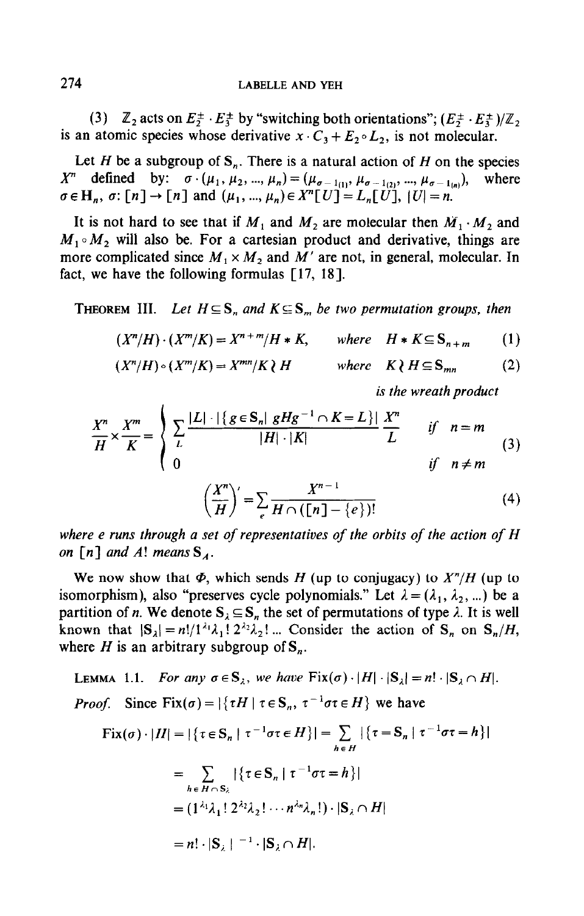(3) $\mathbb{Z}_2$ acts on $E_2^{\pm} \cdot E_3^{\pm}$ by "switching both orientations"; $(E_2^{\pm} \cdot E_3^{\pm})/\mathbb{Z}_2$ is an atomic species whose derivative $x \cdot C_3 + E_2 \circ L_2$, is not molecular.

Let $H$ be a subgroup of $\mathbf{S}_n$. There is a natural action of $H$ on the species $X^n$ defined by: $\sigma \cdot (\mu_1, \mu_2, ..., \mu_n) = (\mu_{\sigma^{-1}(1)}, \mu_{\sigma^{-1}(2)}, ..., \mu_{\sigma^{-1}(n)})$, where $\sigma \in \mathbf{H}_n$, $\sigma: [n] \to [n]$ and $(\mu_1, ..., \mu_n) \in X^n[U] = L_n[U]$, $|U| = n$.

It is not hard to see that if $M_1$ and $M_2$ are molecular then $M_1 \cdot M_2$ and $M_1 \circ M_2$ will also be. For a cartesian product and derivative, things are more complicated since $M_1 \times M_2$ and $M'$ are not, in general, molecular. In fact, we have the following formulas [17, 18].

**THEOREM III.** *Let $H \subseteq \mathbf{S}_n$ and $K \subseteq \mathbf{S}_m$ be two permutation groups, then*

$$(X^n/H) \cdot (X^m/K) = X^{n+m}/H * K, \quad \text{where} \quad H * K \subseteq \mathbf{S}_{n+m} \tag{1}$$

$$(X^n/H) \circ (X^m/K) = X^{mn}/K \wr H \quad \text{where} \quad K \wr H \subseteq \mathbf{S}_{mn} \tag{2}$$

*is the wreath product*

$$\frac{X^n}{H} \times \frac{X^m}{K} = \begin{cases} \sum_L \dfrac{|L| \cdot |\{g \in \mathbf{S}_n \mid gHg^{-1} \cap K = L\}|}{|H| \cdot |K|} \dfrac{X^n}{L} & \text{if } n = m \\ 0 & \text{if } n \neq m \end{cases} \tag{3}$$

$$\left(\frac{X^n}{H}\right)' = \sum_e \frac{X^{n-1}}{H \cap ([n] - \{e\})!} \tag{4}$$

*where $e$ runs through a set of representatives of the orbits of the action of $H$ on $[n]$ and $A!$ means $\mathbf{S}_A$.*

We now show that $\Phi$, which sends $H$ (up to conjugacy) to $X^n/H$ (up to isomorphism), also "preserves cycle polynomials." Let $\lambda = (\lambda_1, \lambda_2, ...)$ be a partition of $n$. We denote $\mathbf{S}_\lambda \subseteq \mathbf{S}_n$ the set of permutations of type $\lambda$. It is well known that $|\mathbf{S}_\lambda| = n!/1^{\lambda_1}\lambda_1!\, 2^{\lambda_2}\lambda_2! \ldots$ Consider the action of $\mathbf{S}_n$ on $\mathbf{S}_n/H$, where $H$ is an arbitrary subgroup of $\mathbf{S}_n$.

**LEMMA 1.1.** *For any $\sigma \in \mathbf{S}_\lambda$, we have $\operatorname{Fix}(\sigma) \cdot |H| \cdot |\mathbf{S}_\lambda| = n! \cdot |\mathbf{S}_\lambda \cap H|$.*

*Proof.* Since $\operatorname{Fix}(\sigma) = |\{\tau H \mid \tau \in \mathbf{S}_n, \tau^{-1}\sigma\tau \in H\}|$ we have

$$\begin{aligned}
\operatorname{Fix}(\sigma) \cdot |H| &= |\{\tau \in \mathbf{S}_n \mid \tau^{-1}\sigma\tau \in H\}| = \sum_{h \in H} |\{\tau = \mathbf{S}_n \mid \tau^{-1}\sigma\tau = h\}| \\
&= \sum_{h \in H \cap \mathbf{S}_\lambda} |\{\tau \in \mathbf{S}_n \mid \tau^{-1}\sigma\tau = h\}| \\
&= (1^{\lambda_1}\lambda_1!\, 2^{\lambda_2}\lambda_2! \cdots n^{\lambda_n}\lambda_n!) \cdot |\mathbf{S}_\lambda \cap H| \\
&= n! \cdot |\mathbf{S}_\lambda|^{-1} \cdot |\mathbf{S}_\lambda \cap H|.
\end{aligned}$$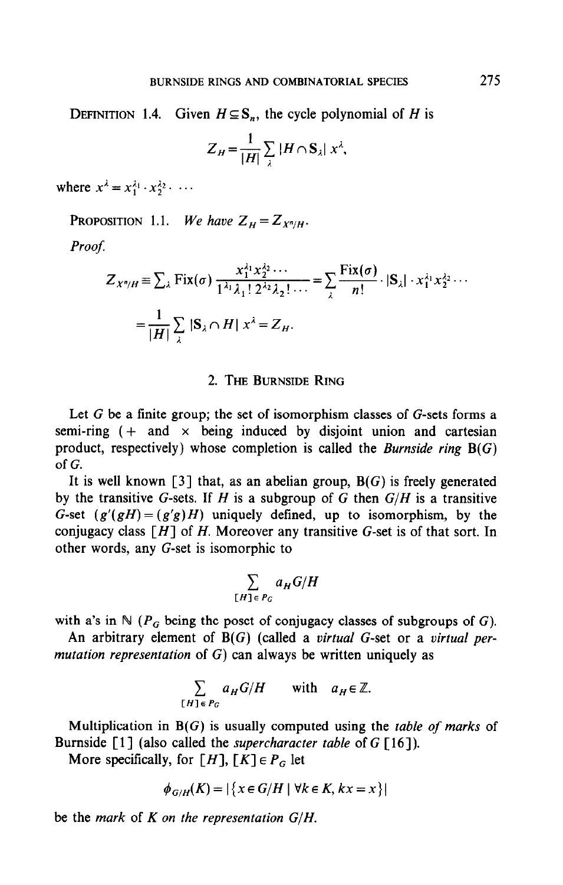**Definition 1.4.** Given $H \subseteq \mathbf{S}_n$, the cycle polynomial of $H$ is

$$Z_H = \frac{1}{|H|} \sum_\lambda |H \cap \mathbf{S}_\lambda| \, x^\lambda,$$

where $x^\lambda = x_1^{\lambda_1} \cdot x_2^{\lambda_2} \cdot \cdots$

**Proposition 1.1.** *We have* $Z_H = Z_{X^n/H}$.

*Proof.*

$$Z_{X^n/H} \equiv \sum_\lambda \mathrm{Fix}(\sigma) \frac{x_1^{\lambda_1} x_2^{\lambda_2} \cdots}{1^{\lambda_1} \lambda_1! \, 2^{\lambda_2} \lambda_2! \cdots} = \sum_\lambda \frac{\mathrm{Fix}(\sigma)}{n!} \cdot |\mathbf{S}_\lambda| \cdot x_1^{\lambda_1} x_2^{\lambda_2} \cdots$$

$$= \frac{1}{|H|} \sum_\lambda |\mathbf{S}_\lambda \cap H| \, x^\lambda = Z_H.$$

## 2. The Burnside Ring

Let $G$ be a finite group; the set of isomorphism classes of $G$-sets forms a semi-ring ($+$ and $\times$ being induced by disjoint union and cartesian product, respectively) whose completion is called the *Burnside ring* $\mathrm{B}(G)$ of $G$.

It is well known [3] that, as an abelian group, $\mathrm{B}(G)$ is freely generated by the transitive $G$-sets. If $H$ is a subgroup of $G$ then $G/H$ is a transitive $G$-set $(g'(gH) = (g'g)H)$ uniquely defined, up to isomorphism, by the conjugacy class $[H]$ of $H$. Moreover any transitive $G$-set is of that sort. In other words, any $G$-set is isomorphic to

$$\sum_{[H] \in P_G} a_H G/H$$

with a's in $\mathbb{N}$ ($P_G$ being the poset of conjugacy classes of subgroups of $G$).

An arbitrary element of $\mathrm{B}(G)$ (called a *virtual* $G$-set or a *virtual permutation representation* of $G$) can always be written uniquely as

$$\sum_{[H] \in P_G} a_H G/H \qquad \text{with} \quad a_H \in \mathbb{Z}.$$

Multiplication in $\mathrm{B}(G)$ is usually computed using the *table of marks* of Burnside [1] (also called the *supercharacter table* of $G$ [16]).

More specifically, for $[H], [K] \in P_G$ let

$$\phi_{G/H}(K) = |\{x \in G/H \mid \forall k \in K, kx = x\}|$$

be the *mark* of $K$ *on the representation* $G/H$.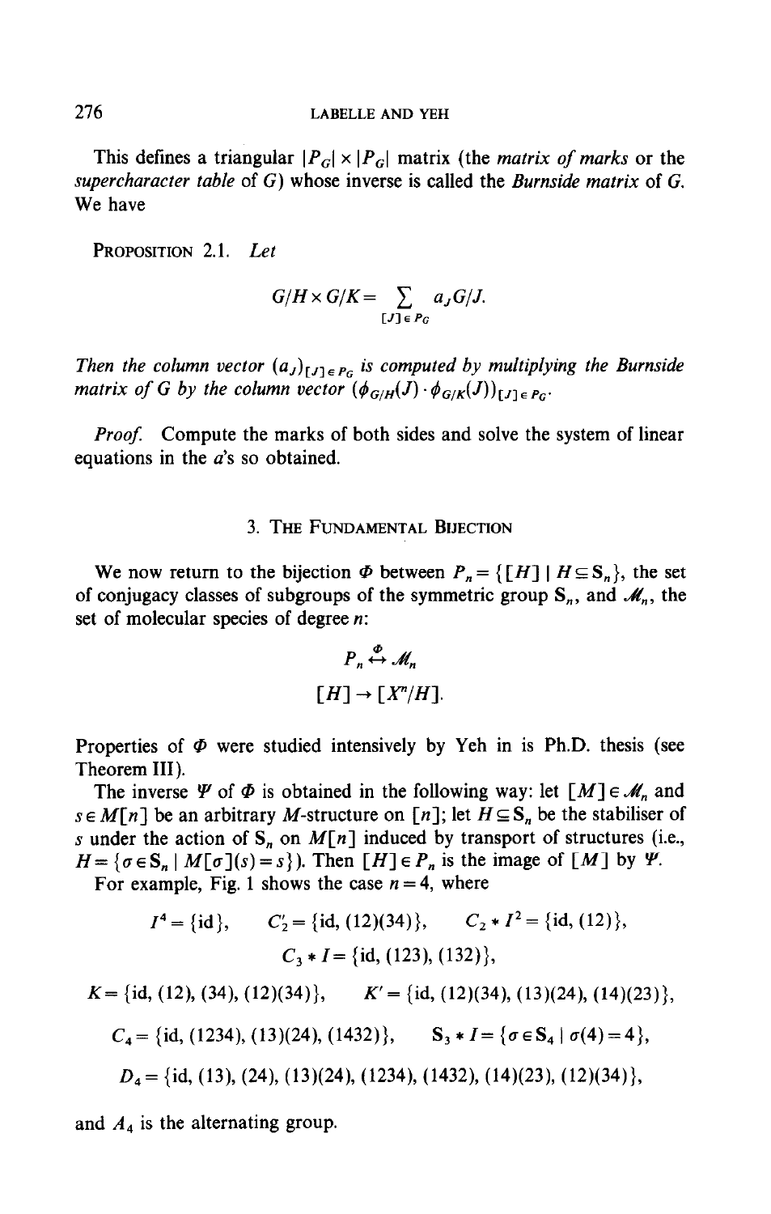This defines a triangular $|P_G| \times |P_G|$ matrix (the *matrix of marks* or the *supercharacter table* of $G$) whose inverse is called the *Burnside matrix* of $G$. We have

PROPOSITION 2.1. *Let*

$$G/H \times G/K = \sum_{[J] \in P_G} a_J G/J.$$

*Then the column vector* $(a_J)_{[J] \in P_G}$ *is computed by multiplying the Burnside matrix of* $G$ *by the column vector* $(\phi_{G/H}(J) \cdot \phi_{G/K}(J))_{[J] \in P_G}$.

*Proof.* Compute the marks of both sides and solve the system of linear equations in the $a$'s so obtained.

## 3. The Fundamental Bijection

We now return to the bijection $\Phi$ between $P_n = \{[H] \mid H \subseteq \mathbf{S}_n\}$, the set of conjugacy classes of subgroups of the symmetric group $\mathbf{S}_n$, and $\mathcal{M}_n$, the set of molecular species of degree $n$:

$$P_n \overset{\Phi}{\leftrightarrow} \mathcal{M}_n$$
$$[H] \to [X^n/H].$$

Properties of $\Phi$ were studied intensively by Yeh in is Ph.D. thesis (see Theorem III).

The inverse $\Psi$ of $\Phi$ is obtained in the following way: let $[M] \in \mathcal{M}_n$ and $s \in M[n]$ be an arbitrary $M$-structure on $[n]$; let $H \subseteq \mathbf{S}_n$ be the stabiliser of $s$ under the action of $\mathbf{S}_n$ on $M[n]$ induced by transport of structures (i.e., $H = \{\sigma \in \mathbf{S}_n \mid M[\sigma](s) = s\}$). Then $[H] \in P_n$ is the image of $[M]$ by $\Psi$.

For example, Fig. 1 shows the case $n = 4$, where

$$I^4 = \{\text{id}\}, \qquad C_2' = \{\text{id}, (12)(34)\}, \qquad C_2 * I^2 = \{\text{id}, (12)\},$$
$$C_3 * I = \{\text{id}, (123), (132)\},$$
$$K = \{\text{id}, (12), (34), (12)(34)\}, \qquad K' = \{\text{id}, (12)(34), (13)(24), (14)(23)\},$$
$$C_4 = \{\text{id}, (1234), (13)(24), (1432)\}, \qquad \mathbf{S}_3 * I = \{\sigma \in \mathbf{S}_4 \mid \sigma(4) = 4\},$$
$$D_4 = \{\text{id}, (13), (24), (13)(24), (1234), (1432), (14)(23), (12)(34)\},$$

and $A_4$ is the alternating group.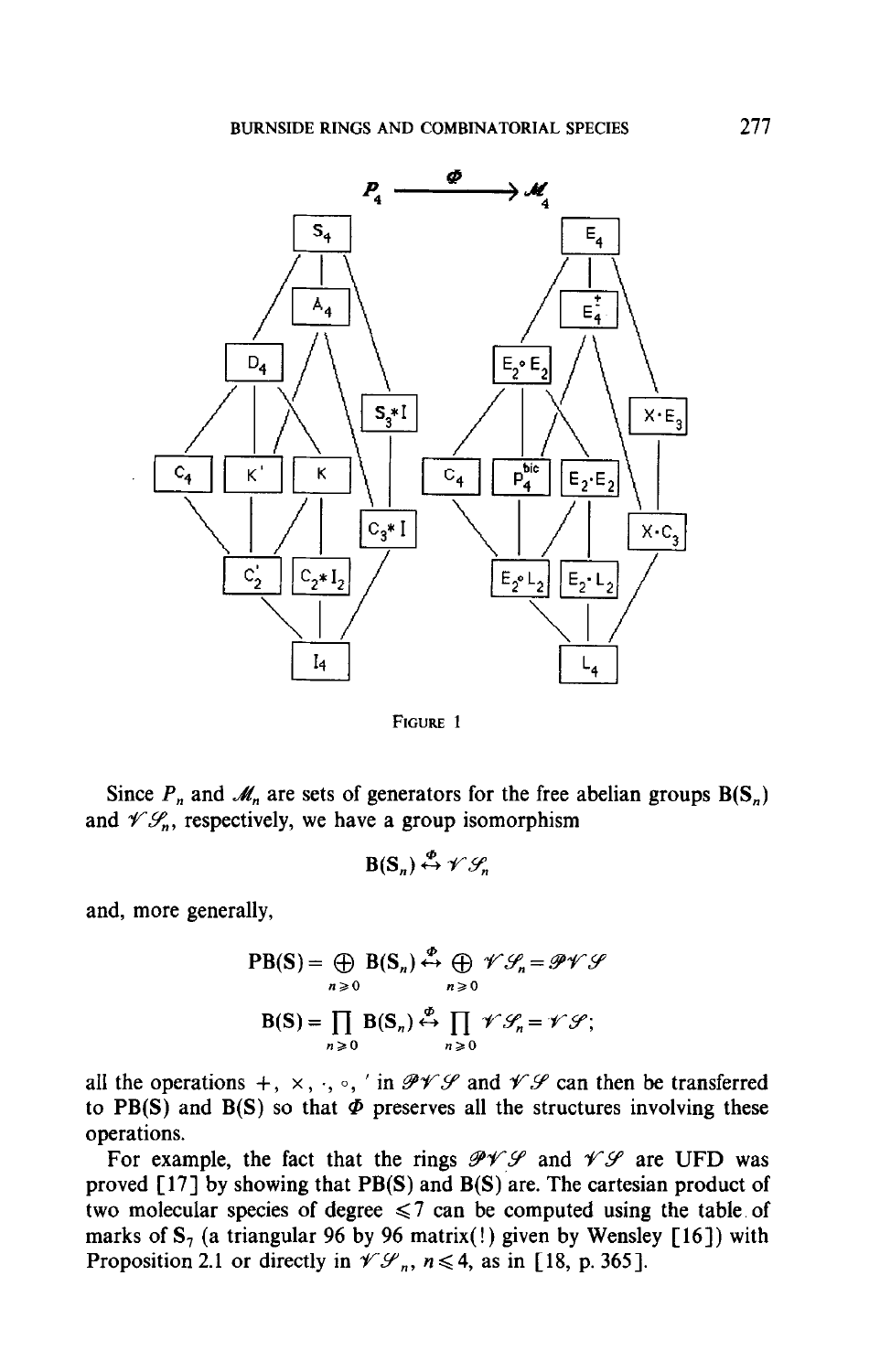$$P_4 \xrightarrow{\Phi} \mathcal{M}_4$$

FIGURE 1

Since $P_n$ and $\mathcal{M}_n$ are sets of generators for the free abelian groups $B(S_n)$ and $\mathcal{V}\mathcal{S}_n$, respectively, we have a group isomorphism

$$B(S_n) \overset{\Phi}{\leftrightarrow} \mathcal{V}\mathcal{S}_n$$

and, more generally,

$$PB(S) = \bigoplus_{n \geq 0} B(S_n) \overset{\Phi}{\leftrightarrow} \bigoplus_{n \geq 0} \mathcal{V}\mathcal{S}_n = \mathcal{P}\mathcal{V}\mathcal{S}$$

$$B(S) = \prod_{n \geq 0} B(S_n) \overset{\Phi}{\leftrightarrow} \prod_{n \geq 0} \mathcal{V}\mathcal{S}_n = \mathcal{V}\mathcal{S};$$

all the operations $+$, $\times$, $\cdot$, $\circ$, $'$ in $\mathcal{P}\mathcal{V}\mathcal{S}$ and $\mathcal{V}\mathcal{S}$ can then be transferred to PB(S) and B(S) so that $\Phi$ preserves all the structures involving these operations.

For example, the fact that the rings $\mathcal{P}\mathcal{V}\mathcal{S}$ and $\mathcal{V}\mathcal{S}$ are UFD was proved [17] by showing that PB(S) and B(S) are. The cartesian product of two molecular species of degree $\leqslant 7$ can be computed using the table of marks of $S_7$ (a triangular 96 by 96 matrix(!) given by Wensley [16]) with Proposition 2.1 or directly in $\mathcal{V}\mathcal{S}_n$, $n \leqslant 4$, as in [18, p. 365].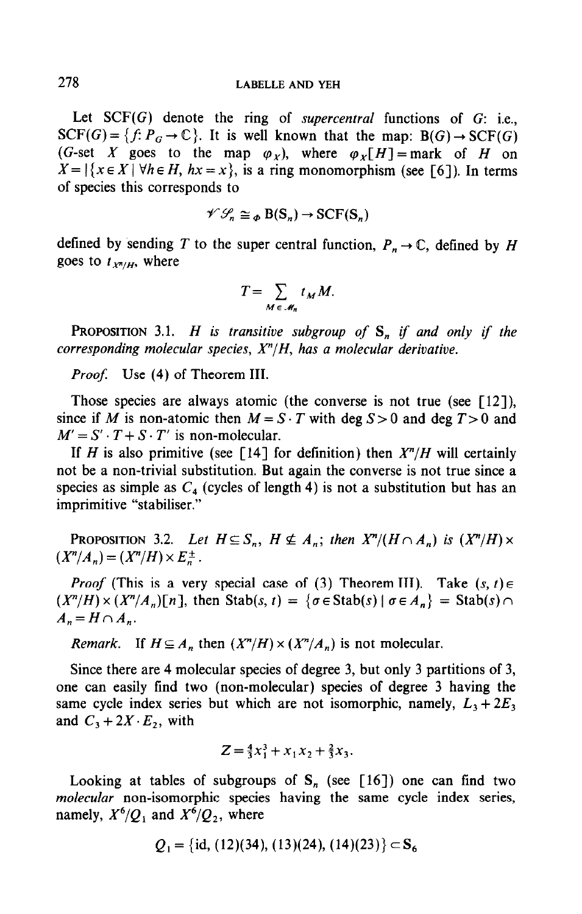Let SCF($G$) denote the ring of *supercentral* functions of $G$: i.e., $\text{SCF}(G) = \{f: P_G \to \mathbb{C}\}$. It is well known that the map: $\text{B}(G) \to \text{SCF}(G)$ ($G$-set $X$ goes to the map $\varphi_X$), where $\varphi_X[H] =$ mark of $H$ on $X = |\{x \in X \mid \forall h \in H, hx = x\}$, is a ring monomorphism (see [6]). In terms of species this corresponds to

$$\mathscr{V}\mathscr{S}_n \cong_\Phi \text{B}(\mathbf{S}_n) \to \text{SCF}(\mathbf{S}_n)$$

defined by sending $T$ to the super central function, $P_n \to \mathbb{C}$, defined by $H$ goes to $t_{X^n/H}$, where

$$T = \sum_{M \in \mathscr{M}_n} t_M M.$$

**Proposition 3.1.** *$H$ is transitive subgroup of $\mathbf{S}_n$ if and only if the corresponding molecular species, $X^n/H$, has a molecular derivative.*

*Proof.* Use (4) of Theorem III.

Those species are always atomic (the converse is not true (see [12]), since if $M$ is non-atomic then $M = S \cdot T$ with $\deg S > 0$ and $\deg T > 0$ and $M' = S' \cdot T + S \cdot T'$ is non-molecular.

If $H$ is also primitive (see [14] for definition) then $X^n/H$ will certainly not be a non-trivial substitution. But again the converse is not true since a species as simple as $C_4$ (cycles of length 4) is not a substitution but has an imprimitive "stabiliser."

**Proposition 3.2.** *Let $H \subseteq S_n$, $H \not\subseteq A_n$; then $X^n/(H \cap A_n)$ is $(X^n/H) \times (X^n/A_n) = (X^n/H) \times E_n^{\pm}$.*

*Proof* (This is a very special case of (3) Theorem III). Take $(s, t) \in (X^n/H) \times (X^n/A_n)[n]$, then $\text{Stab}(s, t) = \{\sigma \in \text{Stab}(s) \mid \sigma \in A_n\} = \text{Stab}(s) \cap A_n = H \cap A_n$.

*Remark.* If $H \subseteq A_n$ then $(X^n/H) \times (X^n/A_n)$ is not molecular.

Since there are 4 molecular species of degree 3, but only 3 partitions of 3, one can easily find two (non-molecular) species of degree 3 having the same cycle index series but which are not isomorphic, namely, $L_3 + 2E_3$ and $C_3 + 2X \cdot E_2$, with

$$Z = \tfrac{4}{3}x_1^3 + x_1 x_2 + \tfrac{2}{3}x_3.$$

Looking at tables of subgroups of $\mathbf{S}_n$ (see [16]) one can find two *molecular* non-isomorphic species having the same cycle index series, namely, $X^6/Q_1$ and $X^6/Q_2$, where

$$Q_1 = \{\text{id}, (12)(34), (13)(24), (14)(23)\} \subset \mathbf{S}_6$$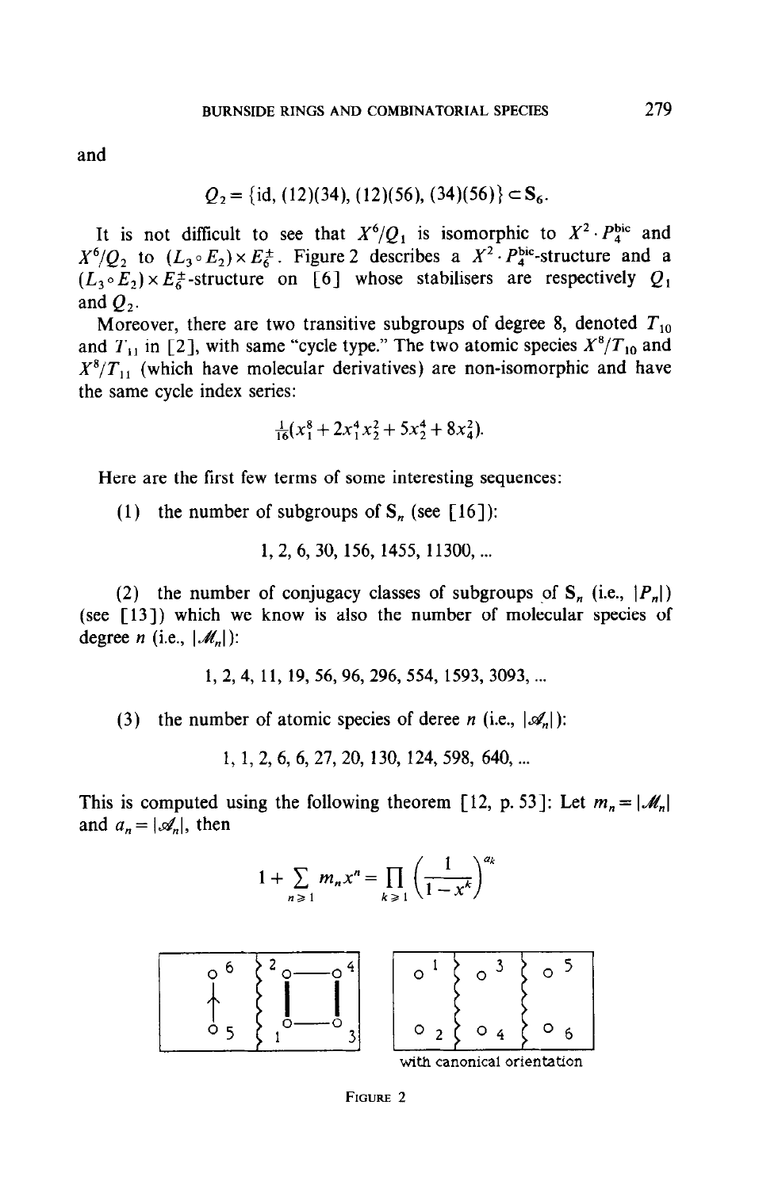and

$$Q_2 = \{\text{id}, (12)(34), (12)(56), (34)(56)\} \subset \mathbf{S}_6.$$

It is not difficult to see that $X^6/Q_1$ is isomorphic to $X^2 \cdot P_4^{\text{bic}}$ and $X^6/Q_2$ to $(L_3 \circ E_2) \times E_6^{\pm}$. Figure 2 describes a $X^2 \cdot P_4^{\text{bic}}$-structure and a $(L_3 \circ E_2) \times E_6^{\pm}$-structure on $[6]$ whose stabilisers are respectively $Q_1$ and $Q_2$.

Moreover, there are two transitive subgroups of degree 8, denoted $T_{10}$ and $T_{11}$ in [2], with same "cycle type." The two atomic species $X^8/T_{10}$ and $X^8/T_{11}$ (which have molecular derivatives) are non-isomorphic and have the same cycle index series:

$$\tfrac{1}{16}(x_1^8 + 2x_1^4 x_2^2 + 5x_2^4 + 8x_4^2).$$

Here are the first few terms of some interesting sequences:

(1) the number of subgroups of $\mathbf{S}_n$ (see [16]):

$$1, 2, 6, 30, 156, 1455, 11300, \ldots$$

(2) the number of conjugacy classes of subgroups of $\mathbf{S}_n$ (i.e., $|P_n|$) (see [13]) which we know is also the number of molecular species of degree $n$ (i.e., $|\mathscr{M}_n|$):

$$1, 2, 4, 11, 19, 56, 96, 296, 554, 1593, 3093, \ldots$$

(3) the number of atomic species of deree $n$ (i.e., $|\mathscr{A}_n|$):

$$1, 1, 2, 6, 6, 27, 20, 130, 124, 598, 640, \ldots$$

This is computed using the following theorem [12, p. 53]: Let $m_n = |\mathscr{M}_n|$ and $a_n = |\mathscr{A}_n|$, then

$$1 + \sum_{n \geq 1} m_n x^n = \prod_{k \geq 1} \left( \frac{1}{1 - x^k} \right)^{a_k}$$

with canonical orientation

FIGURE 2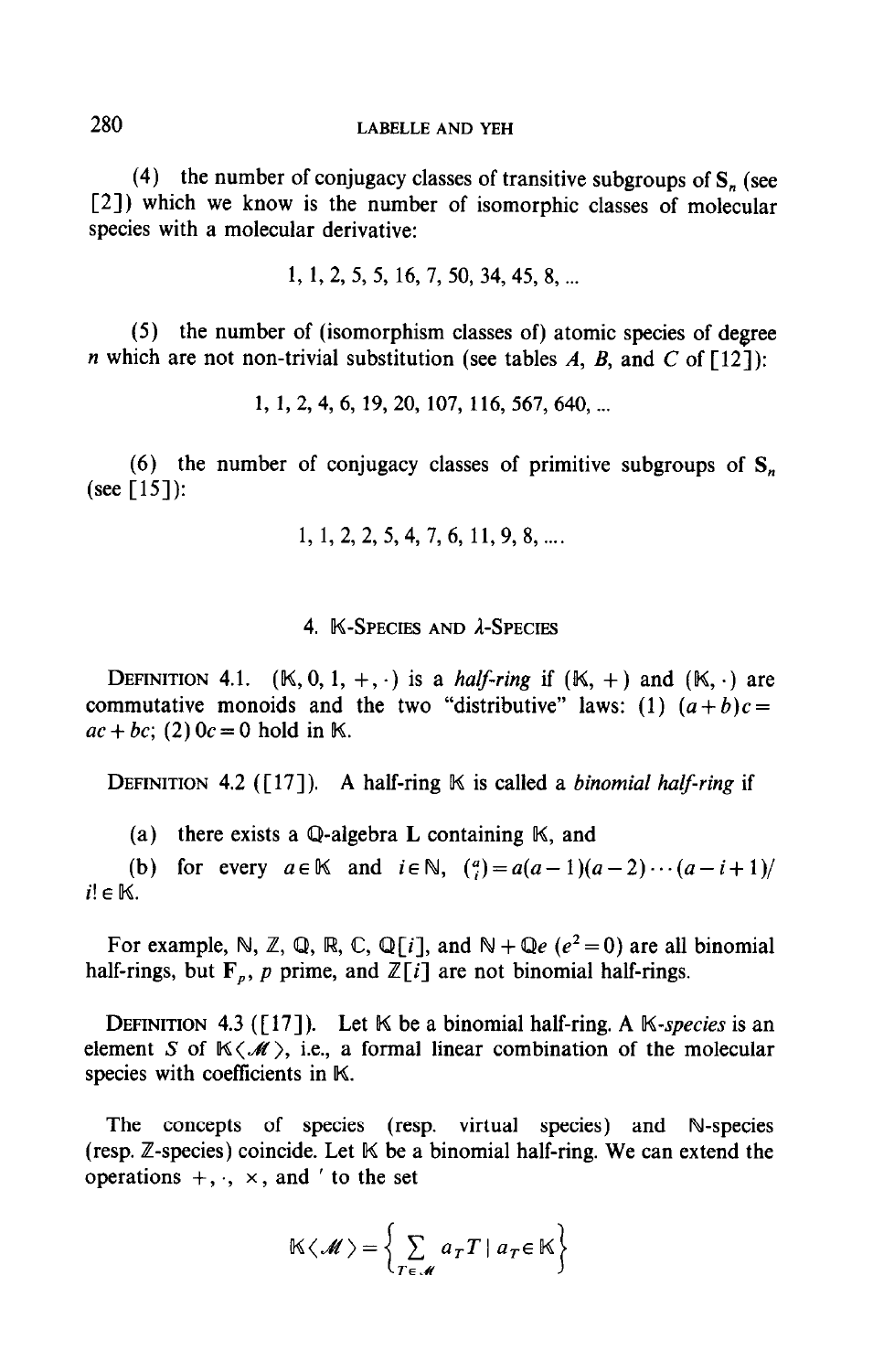(4) the number of conjugacy classes of transitive subgroups of $\mathbf{S}_n$ (see [2]) which we know is the number of isomorphic classes of molecular species with a molecular derivative:

$$1, 1, 2, 5, 5, 16, 7, 50, 34, 45, 8, \ldots$$

(5) the number of (isomorphism classes of) atomic species of degree $n$ which are not non-trivial substitution (see tables $A$, $B$, and $C$ of [12]):

$$1, 1, 2, 4, 6, 19, 20, 107, 116, 567, 640, \ldots$$

(6) the number of conjugacy classes of primitive subgroups of $\mathbf{S}_n$ (see [15]):

$$1, 1, 2, 2, 5, 4, 7, 6, 11, 9, 8, \ldots.$$

## 4. $\mathbb{K}$-Species and $\lambda$-Species

Definition 4.1. $(\mathbb{K}, 0, 1, +, \cdot)$ is a *half-ring* if $(\mathbb{K}, +)$ and $(\mathbb{K}, \cdot)$ are commutative monoids and the two "distributive" laws: (1) $(a+b)c = ac + bc$; (2) $0c = 0$ hold in $\mathbb{K}$.

Definition 4.2 ([17]). A half-ring $\mathbb{K}$ is called a *binomial half-ring* if

(a) there exists a $\mathbb{Q}$-algebra $\mathbf{L}$ containing $\mathbb{K}$, and

(b) for every $a \in \mathbb{K}$ and $i \in \mathbb{N}$, $\binom{a}{i} = a(a-1)(a-2)\cdots(a-i+1)/i! \in \mathbb{K}$.

For example, $\mathbb{N}$, $\mathbb{Z}$, $\mathbb{Q}$, $\mathbb{R}$, $\mathbb{C}$, $\mathbb{Q}[i]$, and $\mathbb{N} + \mathbb{Q}e$ $(e^2 = 0)$ are all binomial half-rings, but $\mathbf{F}_p$, $p$ prime, and $\mathbb{Z}[i]$ are not binomial half-rings.

Definition 4.3 ([17]). Let $\mathbb{K}$ be a binomial half-ring. A $\mathbb{K}$*-species* is an element $S$ of $\mathbb{K}\langle\mathscr{M}\rangle$, i.e., a formal linear combination of the molecular species with coefficients in $\mathbb{K}$.

The concepts of species (resp. virtual species) and $\mathbb{N}$-species (resp. $\mathbb{Z}$-species) coincide. Let $\mathbb{K}$ be a binomial half-ring. We can extend the operations $+, \cdot, \times$, and $'$ to the set

$$\mathbb{K}\langle\mathscr{M}\rangle = \left\{ \sum_{T \in \mathscr{M}} a_T T \mid a_T \in \mathbb{K} \right\}$$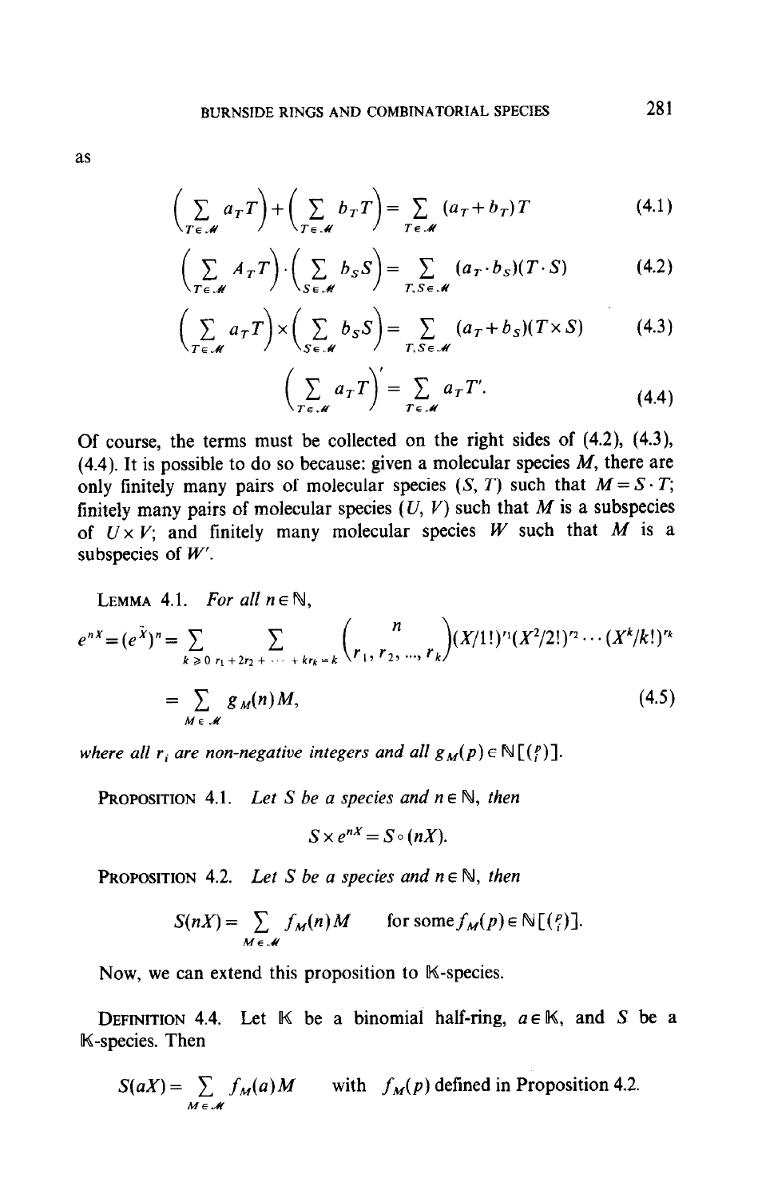as

$$\left(\sum_{T\in\mathcal{M}} a_T T\right)+\left(\sum_{T\in\mathcal{M}} b_T T\right)=\sum_{T\in\mathcal{M}}(a_T+b_T)T \tag{4.1}$$

$$\left(\sum_{T\in\mathcal{M}} A_T T\right)\cdot\left(\sum_{S\in\mathcal{M}} b_S S\right)=\sum_{T,S\in\mathcal{M}}(a_T\cdot b_S)(T\cdot S) \tag{4.2}$$

$$\left(\sum_{T\in\mathcal{M}} a_T T\right)\times\left(\sum_{S\in\mathcal{M}} b_S S\right)=\sum_{T,S\in\mathcal{M}}(a_T+b_S)(T\times S) \tag{4.3}$$

$$\left(\sum_{T\in\mathcal{M}} a_T T\right)'=\sum_{T\in\mathcal{M}} a_T T'. \tag{4.4}$$

Of course, the terms must be collected on the right sides of (4.2), (4.3), (4.4). It is possible to do so because: given a molecular species $M$, there are only finitely many pairs of molecular species $(S, T)$ such that $M = S\cdot T$; finitely many pairs of molecular species $(U, V)$ such that $M$ is a subspecies of $U\times V$; and finitely many molecular species $W$ such that $M$ is a subspecies of $W'$.

LEMMA 4.1. *For all* $n\in\mathbb{N}$,

$$e^{nX}=(e^X)^n=\sum_{k\geqslant 0}\sum_{r_1+2r_2+\cdots+kr_k=k}\binom{n}{r_1, r_2, \ldots, r_k}(X/1!)^{r_1}(X^2/2!)^{r_2}\cdots(X^k/k!)^{r_k}$$

$$=\sum_{M\in\mathcal{M}} g_M(n)M, \tag{4.5}$$

*where all* $r_i$ *are non-negative integers and all* $g_M(p)\in\mathbb{N}[\binom{p}{i}]$.

PROPOSITION 4.1. *Let* $S$ *be a species and* $n\in\mathbb{N}$, *then*

$$S\times e^{nX}=S\circ(nX).$$

PROPOSITION 4.2. *Let* $S$ *be a species and* $n\in\mathbb{N}$, *then*

$$S(nX)=\sum_{M\in\mathcal{M}} f_M(n)M \qquad \text{for some } f_M(p)\in\mathbb{N}[\tbinom{p}{i}].$$

Now, we can extend this proposition to $\mathbb{K}$-species.

DEFINITION 4.4. Let $\mathbb{K}$ be a binomial half-ring, $a\in\mathbb{K}$, and $S$ be a $\mathbb{K}$-species. Then

$$S(aX)=\sum_{M\in\mathcal{M}} f_M(a)M \qquad \text{with } f_M(p) \text{ defined in Proposition 4.2.}$$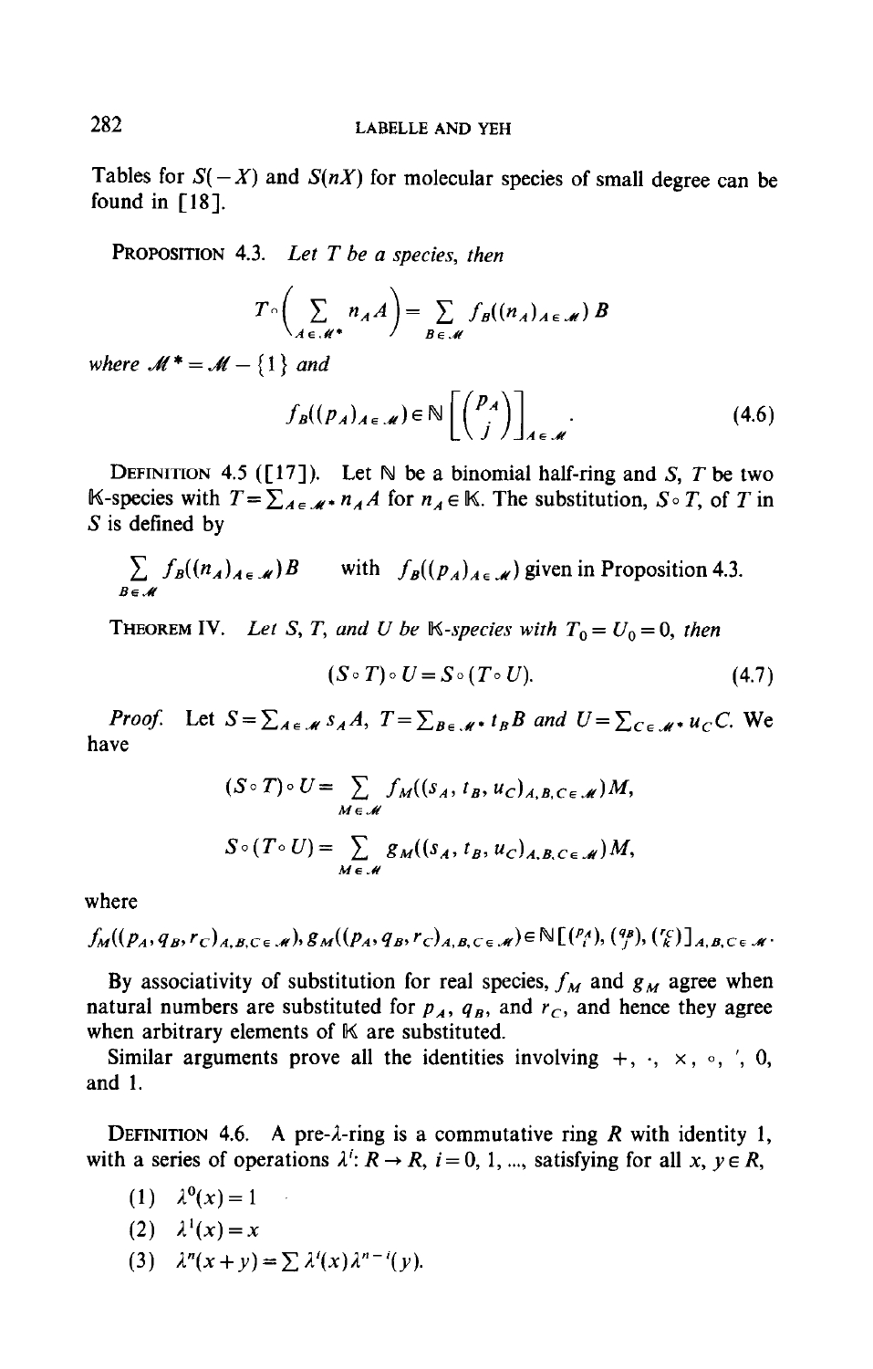Tables for $S(-X)$ and $S(nX)$ for molecular species of small degree can be found in [18].

**Proposition 4.3.** *Let $T$ be a species, then*

$$T\circ\Big(\sum_{A\in\mathcal{M}^*} n_A A\Big) = \sum_{B\in\mathcal{M}} f_B((n_A)_{A\in\mathcal{M}})\, B$$

*where $\mathcal{M}^* = \mathcal{M} - \{1\}$ and*

$$f_B((p_A)_{A\in\mathcal{M}}) \in \mathbb{N}\left[\binom{p_A}{j}\right]_{A\in\mathcal{M}}. \tag{4.6}$$

**Definition 4.5** ([17]). Let $\mathbb{N}$ be a binomial half-ring and $S$, $T$ be two $\mathbb{K}$-species with $T = \sum_{A\in\mathcal{M}^*} n_A A$ for $n_A \in \mathbb{K}$. The substitution, $S\circ T$, of $T$ in $S$ is defined by

$$\sum_{B\in\mathcal{M}} f_B((n_A)_{A\in\mathcal{M}})B \qquad \text{with } f_B((p_A)_{A\in\mathcal{M}}) \text{ given in Proposition 4.3.}$$

**Theorem IV.** *Let $S$, $T$, and $U$ be $\mathbb{K}$-species with $T_0 = U_0 = 0$, then*

$$(S\circ T)\circ U = S\circ(T\circ U). \tag{4.7}$$

*Proof.* Let $S = \sum_{A\in\mathcal{M}} s_A A$, $T = \sum_{B\in\mathcal{M}^*} t_B B$ and $U = \sum_{C\in\mathcal{M}^*} u_C C$. We have

$$(S\circ T)\circ U = \sum_{M\in\mathcal{M}} f_M((s_A, t_B, u_C)_{A,B,C\in\mathcal{M}})M,$$

$$S\circ(T\circ U) = \sum_{M\in\mathcal{M}} g_M((s_A, t_B, u_C)_{A,B,C\in\mathcal{M}})M,$$

where

$f_M((p_A, q_B, r_C)_{A,B,C\in\mathcal{M}}), g_M((p_A, q_B, r_C)_{A,B,C\in\mathcal{M}}) \in \mathbb{N}[\binom{p_A}{i}, \binom{q_B}{j}, \binom{r_C}{k}]_{A,B,C\in\mathcal{M}}$.

By associativity of substitution for real species, $f_M$ and $g_M$ agree when natural numbers are substituted for $p_A$, $q_B$, and $r_C$, and hence they agree when arbitrary elements of $\mathbb{K}$ are substituted.

Similar arguments prove all the identities involving $+$, $\cdot$, $\times$, $\circ$, $'$, 0, and 1.

**Definition 4.6.** A pre-$\lambda$-ring is a commutative ring $R$ with identity 1, with a series of operations $\lambda^i\colon R\to R$, $i = 0, 1, \ldots,$ satisfying for all $x, y\in R$,

(1) $\lambda^0(x) = 1$

(2) $\lambda^1(x) = x$

(3) $\lambda^n(x+y) = \sum \lambda^i(x)\lambda^{n-i}(y)$.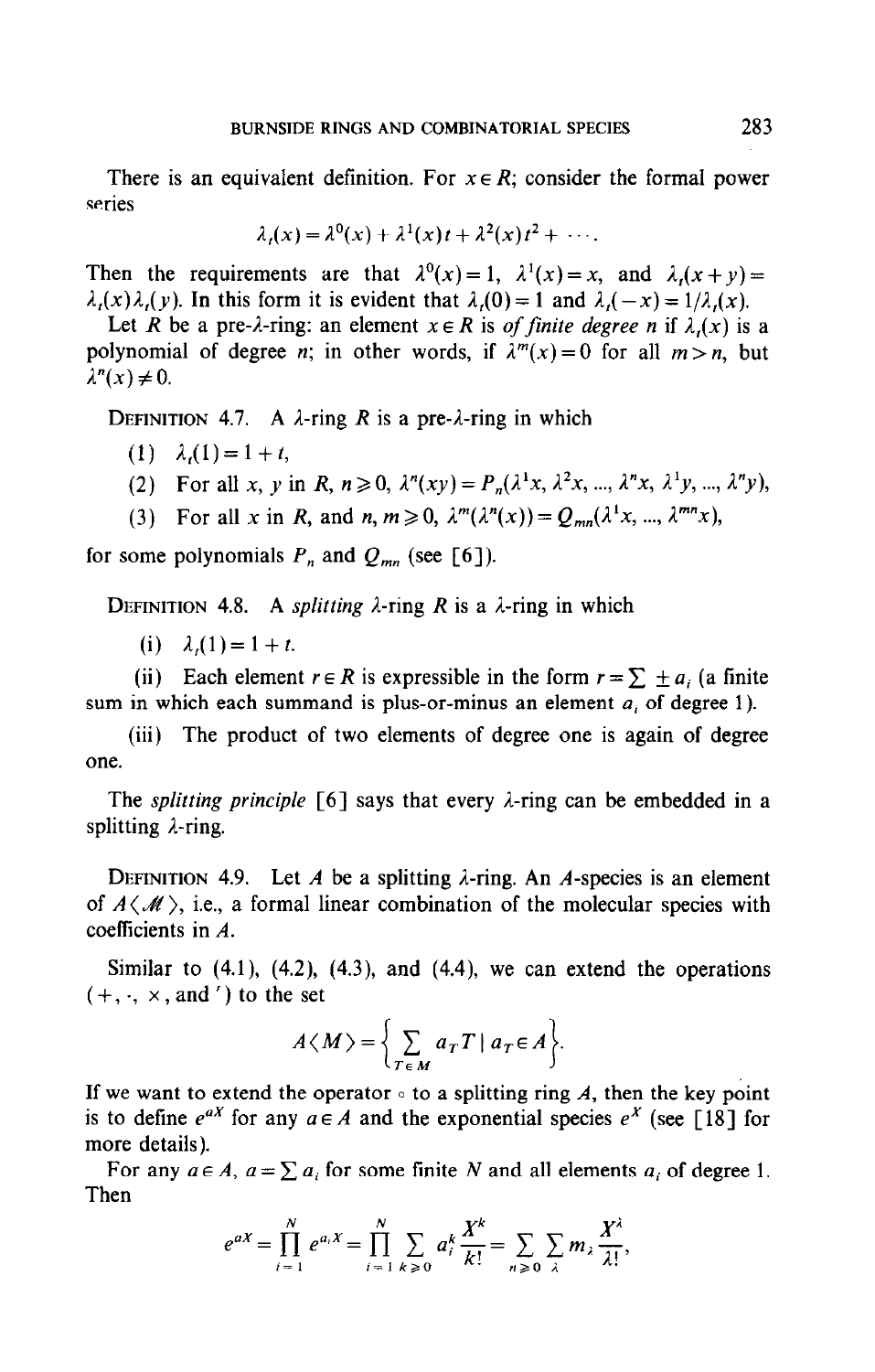There is an equivalent definition. For $x \in R$; consider the formal power series

$$\lambda_t(x) = \lambda^0(x) + \lambda^1(x)t + \lambda^2(x)t^2 + \cdots.$$

Then the requirements are that $\lambda^0(x) = 1$, $\lambda^1(x) = x$, and $\lambda_t(x+y) = \lambda_t(x)\lambda_t(y)$. In this form it is evident that $\lambda_t(0) = 1$ and $\lambda_t(-x) = 1/\lambda_t(x)$.

Let $R$ be a pre-$\lambda$-ring: an element $x \in R$ is *of finite degree* $n$ if $\lambda_t(x)$ is a polynomial of degree $n$; in other words, if $\lambda^m(x) = 0$ for all $m > n$, but $\lambda^n(x) \neq 0$.

DEFINITION 4.7. A $\lambda$-ring $R$ is a pre-$\lambda$-ring in which

(1) $\lambda_t(1) = 1 + t$,

(2) For all $x$, $y$ in $R$, $n \geqslant 0$, $\lambda^n(xy) = P_n(\lambda^1 x, \lambda^2 x, ..., \lambda^n x, \lambda^1 y, ..., \lambda^n y)$,

(3) For all $x$ in $R$, and $n, m \geqslant 0$, $\lambda^m(\lambda^n(x)) = Q_{mn}(\lambda^1 x, ..., \lambda^{mn} x)$,

for some polynomials $P_n$ and $Q_{mn}$ (see [6]).

DEFINITION 4.8. A *splitting* $\lambda$-ring $R$ is a $\lambda$-ring in which

(i) $\lambda_t(1) = 1 + t$.

(ii) Each element $r \in R$ is expressible in the form $r = \sum \pm a_i$ (a finite sum in which each summand is plus-or-minus an element $a_i$ of degree 1).

(iii) The product of two elements of degree one is again of degree one.

The *splitting principle* [6] says that every $\lambda$-ring can be embedded in a splitting $\lambda$-ring.

DEFINITION 4.9. Let $A$ be a splitting $\lambda$-ring. An $A$-species is an element of $A\langle \mathcal{M} \rangle$, i.e., a formal linear combination of the molecular species with coefficients in $A$.

Similar to (4.1), (4.2), (4.3), and (4.4), we can extend the operations $(+, \cdot, \times, \text{and }')$ to the set

$$A\langle M \rangle = \left\{ \sum_{T \in M} a_T T \mid a_T \in A \right\}.$$

If we want to extend the operator $\circ$ to a splitting ring $A$, then the key point is to define $e^{aX}$ for any $a \in A$ and the exponential species $e^X$ (see [18] for more details).

For any $a \in A$, $a = \sum a_i$ for some finite $N$ and all elements $a_i$ of degree 1. Then

$$e^{aX} = \prod_{i=1}^{N} e^{a_i X} = \prod_{i=1}^{N} \sum_{k \geqslant 0} a_i^k \frac{X^k}{k!} = \sum_{n \geqslant 0} \sum_{\lambda} m_\lambda \frac{X^\lambda}{\lambda!},$$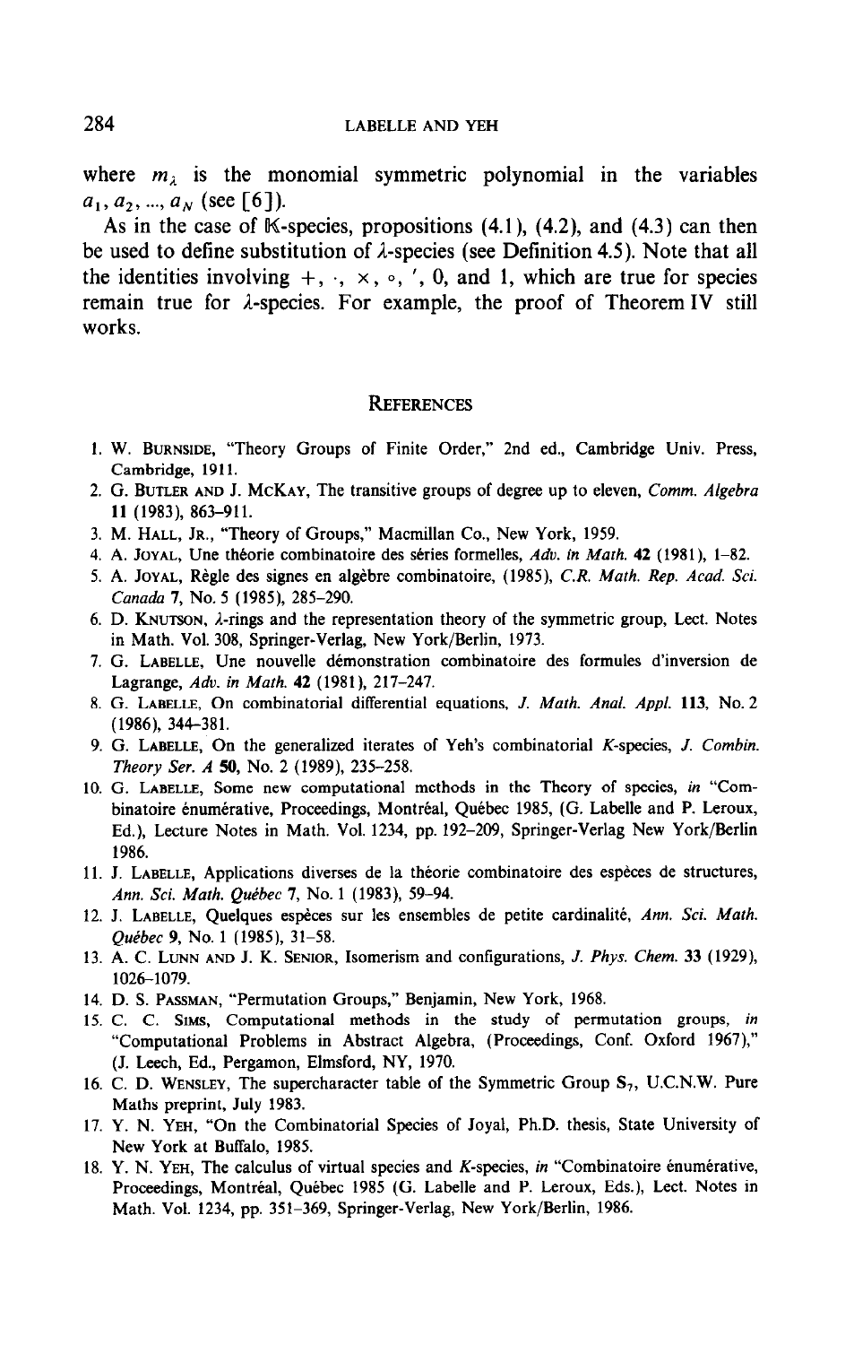where $m_\lambda$ is the monomial symmetric polynomial in the variables $a_1, a_2, ..., a_N$ (see [6]).

As in the case of $\mathbb{K}$-species, propositions (4.1), (4.2), and (4.3) can then be used to define substitution of $\lambda$-species (see Definition 4.5). Note that all the identities involving $+$, $\cdot$, $\times$, $\circ$, $'$, 0, and 1, which are true for species remain true for $\lambda$-species. For example, the proof of Theorem IV still works.

## References

1. W. Burnside, "Theory Groups of Finite Order," 2nd ed., Cambridge Univ. Press, Cambridge, 1911.
2. G. Butler and J. McKay, The transitive groups of degree up to eleven, *Comm. Algebra* **11** (1983), 863–911.
3. M. Hall, Jr., "Theory of Groups," Macmillan Co., New York, 1959.
4. A. Joyal, Une théorie combinatoire des séries formelles, *Adv. in Math.* **42** (1981), 1–82.
5. A. Joyal, Règle des signes en algèbre combinatoire, (1985), *C.R. Math. Rep. Acad. Sci. Canada* **7**, No. 5 (1985), 285–290.
6. D. Knutson, $\lambda$-rings and the representation theory of the symmetric group, Lect. Notes in Math. Vol. 308, Springer-Verlag, New York/Berlin, 1973.
7. G. Labelle, Une nouvelle démonstration combinatoire des formules d'inversion de Lagrange, *Adv. in Math.* **42** (1981), 217–247.
8. G. Labelle, On combinatorial differential equations, *J. Math. Anal. Appl.* **113**, No. 2 (1986), 344–381.
9. G. Labelle, On the generalized iterates of Yeh's combinatorial $K$-species, *J. Combin. Theory Ser. A* **50**, No. 2 (1989), 235–258.
10. G. Labelle, Some new computational methods in the Theory of species, *in* "Combinatoire énumérative, Proceedings, Montréal, Québec 1985, (G. Labelle and P. Leroux, Ed.), Lecture Notes in Math. Vol. 1234, pp. 192–209, Springer-Verlag New York/Berlin 1986.
11. J. Labelle, Applications diverses de la théorie combinatoire des espèces de structures, *Ann. Sci. Math. Québec* **7**, No. 1 (1983), 59–94.
12. J. Labelle, Quelques espèces sur les ensembles de petite cardinalité, *Ann. Sci. Math. Québec* **9**, No. 1 (1985), 31–58.
13. A. C. Lunn and J. K. Senior, Isomerism and configurations, *J. Phys. Chem.* **33** (1929), 1026–1079.
14. D. S. Passman, "Permutation Groups," Benjamin, New York, 1968.
15. C. C. Sims, Computational methods in the study of permutation groups, *in* "Computational Problems in Abstract Algebra, (Proceedings, Conf. Oxford 1967)," (J. Leech, Ed., Pergamon, Elmsford, NY, 1970.
16. C. D. Wensley, The supercharacter table of the Symmetric Group $\mathbf{S}_7$, U.C.N.W. Pure Maths preprint, July 1983.
17. Y. N. Yeh, "On the Combinatorial Species of Joyal, Ph.D. thesis, State University of New York at Buffalo, 1985.
18. Y. N. Yeh, The calculus of virtual species and $K$-species, *in* "Combinatoire énumérative, Proceedings, Montréal, Québec 1985 (G. Labelle and P. Leroux, Eds.), Lect. Notes in Math. Vol. 1234, pp. 351–369, Springer-Verlag, New York/Berlin, 1986.